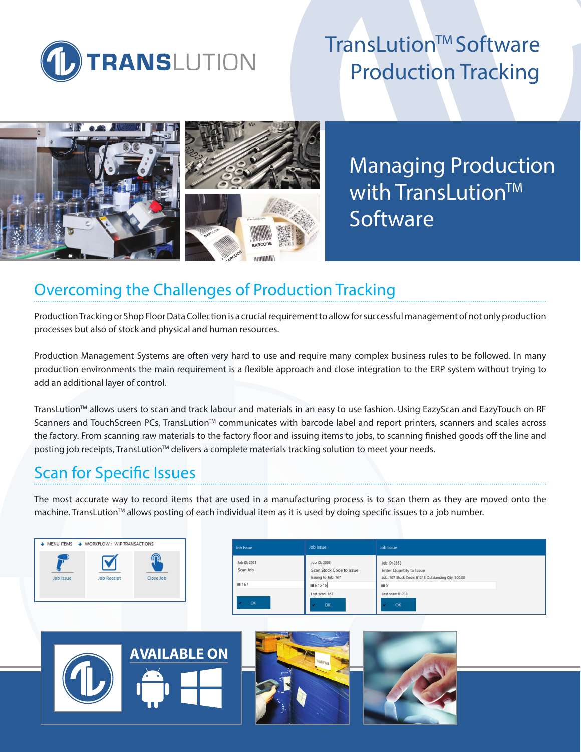# TransLution™ Software Production Tracking

## Managing Production with TransLution™ Software

## Overcoming the Challenges of Production Tracking

Production Tracking or Shop Floor Data Collection is a crucial requirement to allow for successful management of not only production processes but also of stock and physical and human resources.

Production Management Systems are often very hard to use and require many complex business rules to be followed. In many production environments the main requirement is a flexible approach and close integration to the ERP system without trying to add an additional layer of control.

TransLution™ allows users to scan and track labour and materials in an easy to use fashion. Using EazyScan and EazyTouch on RF Scanners and TouchScreen PCs, TransLution™ communicates with barcode label and report printers, scanners and scales across the factory. From scanning raw materials to the factory floor and issuing items to jobs, to scanning finished goods off the line and posting job receipts, TransLution™ delivers a complete materials tracking solution to meet your needs.

## Scan for Specific Issues

The most accurate way to record items that are used in a manufacturing process is to scan them as they are moved onto the machine. TransLution™ allows posting of each individual item as it is used by doing specific issues to a job number.

MENU ITEMS → WORKFLOW: WIP TRANSACTIONS

Job Issue | Job Receipt | Close Job

| Job Issue | Job Issue | Job Issue |
|---|---|---|
| Job ID: 2553<br>Scan Job<br>167<br>OK | Job ID: 2553<br>Scan Stock Code to Issue<br>Issuing to Job: 167<br>B1218<br>Last scan: 167<br>OK | Job ID: 2553<br>Enter Quantity to Issue<br>Job: 167 Stock Code: B1218 Outstanding Qty: 300.00<br>5<br>Last scan: B1218<br>OK |

**AVAILABLE ON**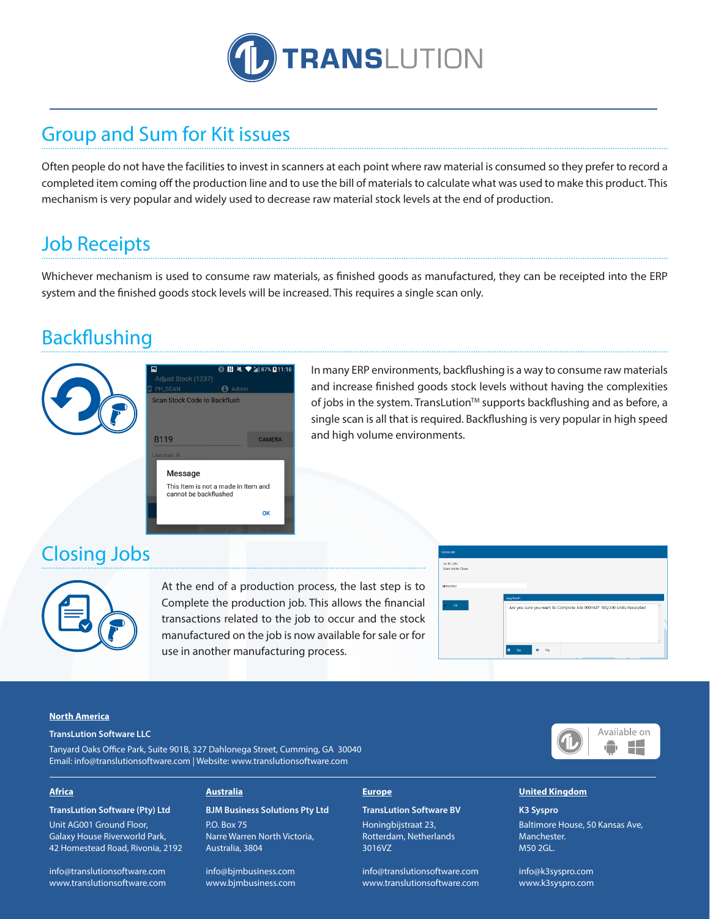## Group and Sum for Kit issues

Often people do not have the facilities to invest in scanners at each point where raw material is consumed so they prefer to record a completed item coming off the production line and to use the bill of materials to calculate what was used to make this product. This mechanism is very popular and widely used to decrease raw material stock levels at the end of production.

## Job Receipts

Whichever mechanism is used to consume raw materials, as finished goods as manufactured, they can be receipted into the ERP system and the finished goods stock levels will be increased. This requires a single scan only.

## Backflushing

In many ERP environments, backflushing is a way to consume raw materials and increase finished goods stock levels without having the complexities of jobs in the system. TransLution™ supports backflushing and as before, a single scan is all that is required. Backflushing is very popular in high speed and high volume environments.

## Closing Jobs

At the end of a production process, the last step is to Complete the production job. This allows the financial transactions related to the job to occur and the stock manufactured on the job is now available for sale or for use in another manufacturing process.

**North America**

**TransLution Software LLC**

Tanyard Oaks Office Park, Suite 901B, 327 Dahlonega Street, Cumming, GA 30040
Email: info@translutionsoftware.com | Website: www.translutionsoftware.com

Available on

**Africa**

**TransLution Software (Pty) Ltd**

Unit AG001 Ground Floor,
Galaxy House Riverworld Park,
42 Homestead Road, Rivonia, 2192

info@translutionsoftware.com
www.translutionsoftware.com

**Australia**

**BJM Business Solutions Pty Ltd**

P.O. Box 75
Narre Warren North Victoria,
Australia, 3804

info@bjmbusiness.com
www.bjmbusiness.com

**Europe**

**TransLution Software BV**

Honingbijstraat 23,
Rotterdam, Netherlands
3016VZ

info@translutionsoftware.com
www.translutionsoftware.com

**United Kingdom**

**K3 Syspro**

Baltimore House, 50 Kansas Ave,
Manchester.
M50 2GL.

info@k3syspro.com
www.k3syspro.com